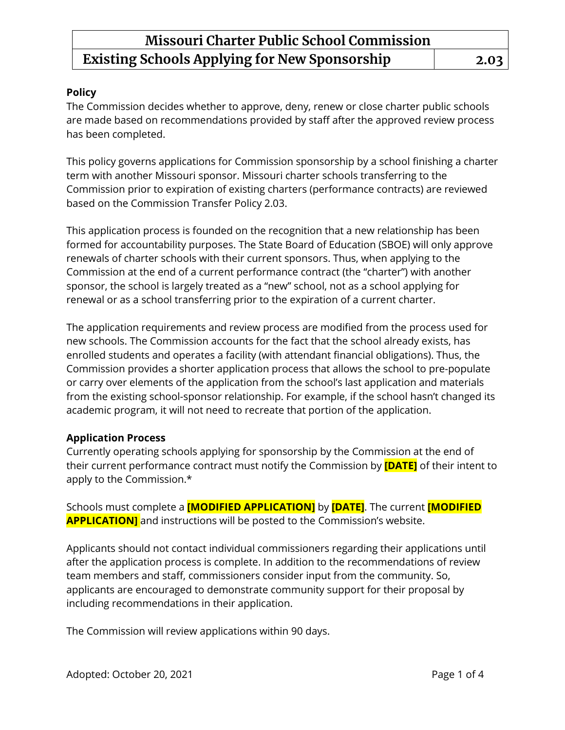# Missouri Charter Public School Commission

## Existing Schools Applying for New Sponsorship — 2.03

**Policy**

The Commission decides whether to approve, deny, renew or close charter public schools are made based on recommendations provided by staff after the approved review process has been completed.

This policy governs applications for Commission sponsorship by a school finishing a charter term with another Missouri sponsor. Missouri charter schools transferring to the Commission prior to expiration of existing charters (performance contracts) are reviewed based on the Commission Transfer Policy 2.03.

This application process is founded on the recognition that a new relationship has been formed for accountability purposes. The State Board of Education (SBOE) will only approve renewals of charter schools with their current sponsors. Thus, when applying to the Commission at the end of a current performance contract (the "charter") with another sponsor, the school is largely treated as a "new" school, not as a school applying for renewal or as a school transferring prior to the expiration of a current charter.

The application requirements and review process are modified from the process used for new schools. The Commission accounts for the fact that the school already exists, has enrolled students and operates a facility (with attendant financial obligations). Thus, the Commission provides a shorter application process that allows the school to pre-populate or carry over elements of the application from the school's last application and materials from the existing school-sponsor relationship. For example, if the school hasn't changed its academic program, it will not need to recreate that portion of the application.

**Application Process**

Currently operating schools applying for sponsorship by the Commission at the end of their current performance contract must notify the Commission by **[DATE]** of their intent to apply to the Commission.*

Schools must complete a **[MODIFIED APPLICATION]** by **[DATE]**. The current **[MODIFIED APPLICATION]** and instructions will be posted to the Commission's website.

Applicants should not contact individual commissioners regarding their applications until after the application process is complete. In addition to the recommendations of review team members and staff, commissioners consider input from the community. So, applicants are encouraged to demonstrate community support for their proposal by including recommendations in their application.

The Commission will review applications within 90 days.

Adopted: October 20, 2021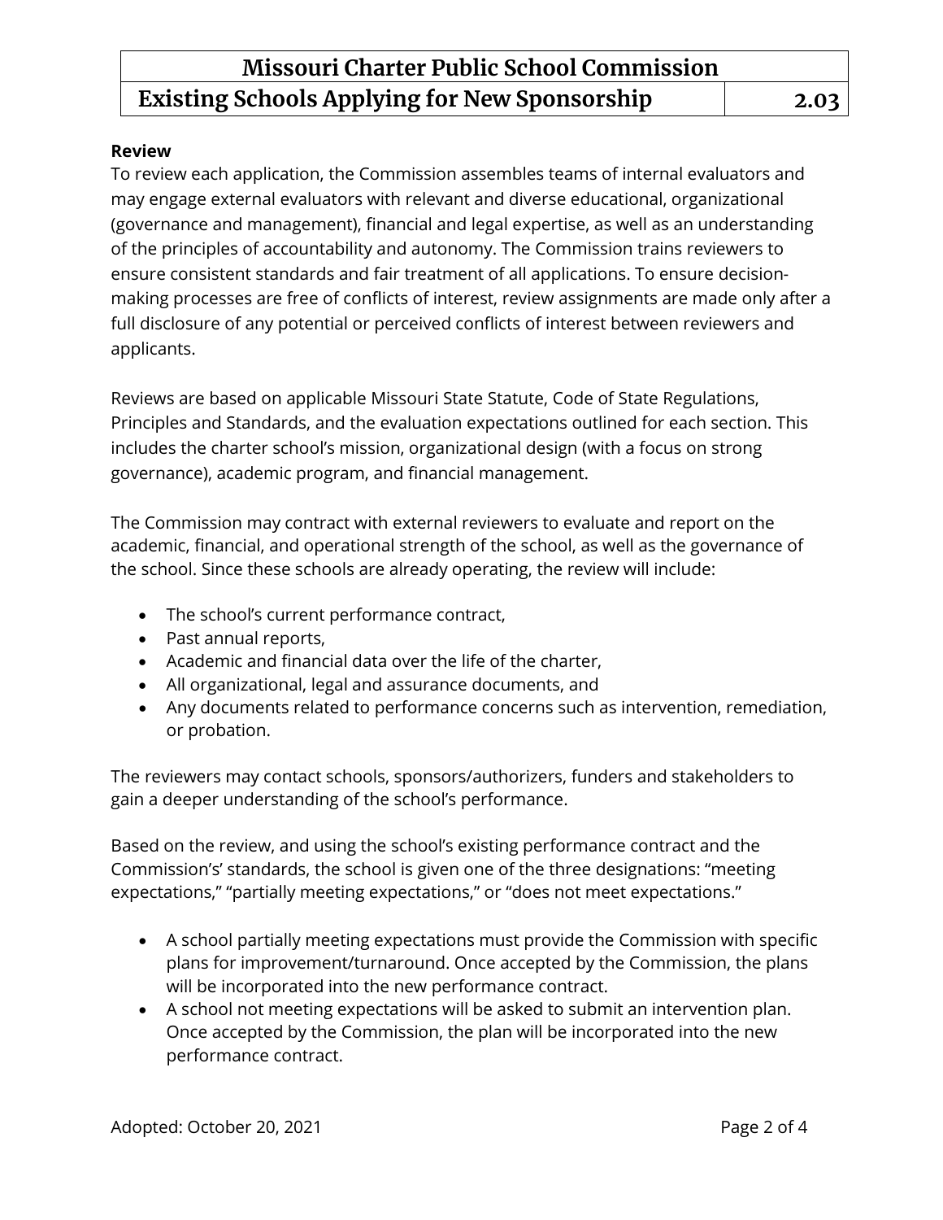**Review**

To review each application, the Commission assembles teams of internal evaluators and may engage external evaluators with relevant and diverse educational, organizational (governance and management), financial and legal expertise, as well as an understanding of the principles of accountability and autonomy. The Commission trains reviewers to ensure consistent standards and fair treatment of all applications. To ensure decision-making processes are free of conflicts of interest, review assignments are made only after a full disclosure of any potential or perceived conflicts of interest between reviewers and applicants.

Reviews are based on applicable Missouri State Statute, Code of State Regulations, Principles and Standards, and the evaluation expectations outlined for each section. This includes the charter school's mission, organizational design (with a focus on strong governance), academic program, and financial management.

The Commission may contract with external reviewers to evaluate and report on the academic, financial, and operational strength of the school, as well as the governance of the school. Since these schools are already operating, the review will include:

- The school's current performance contract,
- Past annual reports,
- Academic and financial data over the life of the charter,
- All organizational, legal and assurance documents, and
- Any documents related to performance concerns such as intervention, remediation, or probation.

The reviewers may contact schools, sponsors/authorizers, funders and stakeholders to gain a deeper understanding of the school's performance.

Based on the review, and using the school's existing performance contract and the Commission's' standards, the school is given one of the three designations: "meeting expectations," "partially meeting expectations," or "does not meet expectations."

- A school partially meeting expectations must provide the Commission with specific plans for improvement/turnaround. Once accepted by the Commission, the plans will be incorporated into the new performance contract.
- A school not meeting expectations will be asked to submit an intervention plan. Once accepted by the Commission, the plan will be incorporated into the new performance contract.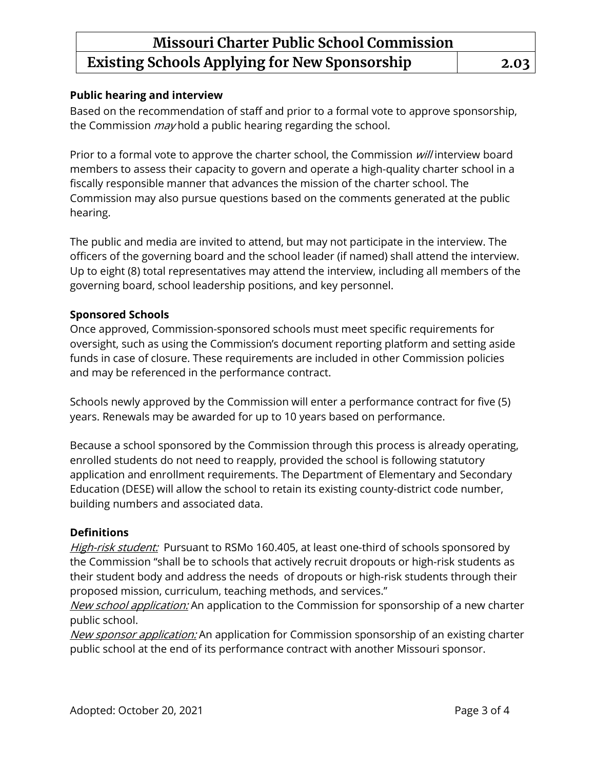### Public hearing and interview

Based on the recommendation of staff and prior to a formal vote to approve sponsorship, the Commission *may* hold a public hearing regarding the school.

Prior to a formal vote to approve the charter school, the Commission *will* interview board members to assess their capacity to govern and operate a high-quality charter school in a fiscally responsible manner that advances the mission of the charter school. The Commission may also pursue questions based on the comments generated at the public hearing.

The public and media are invited to attend, but may not participate in the interview. The officers of the governing board and the school leader (if named) shall attend the interview. Up to eight (8) total representatives may attend the interview, including all members of the governing board, school leadership positions, and key personnel.

### Sponsored Schools

Once approved, Commission-sponsored schools must meet specific requirements for oversight, such as using the Commission's document reporting platform and setting aside funds in case of closure. These requirements are included in other Commission policies and may be referenced in the performance contract.

Schools newly approved by the Commission will enter a performance contract for five (5) years. Renewals may be awarded for up to 10 years based on performance.

Because a school sponsored by the Commission through this process is already operating, enrolled students do not need to reapply, provided the school is following statutory application and enrollment requirements. The Department of Elementary and Secondary Education (DESE) will allow the school to retain its existing county-district code number, building numbers and associated data.

### Definitions

*High-risk student:* Pursuant to RSMo 160.405, at least one-third of schools sponsored by the Commission "shall be to schools that actively recruit dropouts or high-risk students as their student body and address the needs of dropouts or high-risk students through their proposed mission, curriculum, teaching methods, and services."

*New school application:* An application to the Commission for sponsorship of a new charter public school.

*New sponsor application:* An application for Commission sponsorship of an existing charter public school at the end of its performance contract with another Missouri sponsor.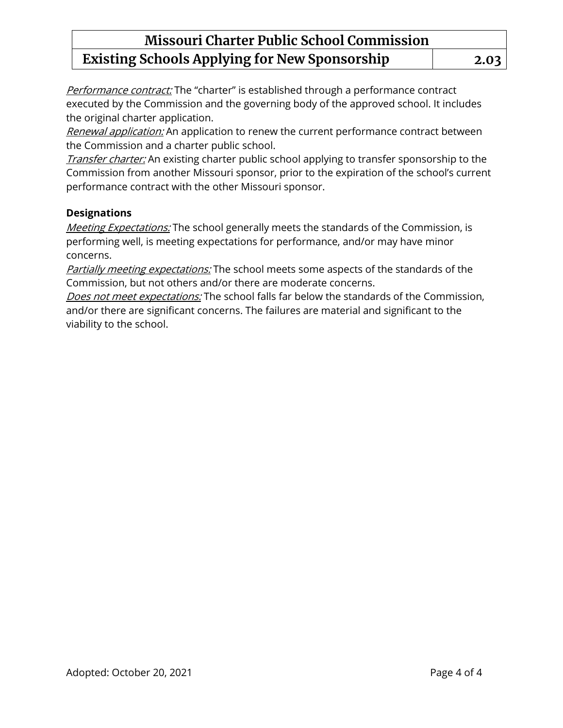*Performance contract:* The "charter" is established through a performance contract executed by the Commission and the governing body of the approved school. It includes the original charter application.
*Renewal application:* An application to renew the current performance contract between the Commission and a charter public school.
*Transfer charter:* An existing charter public school applying to transfer sponsorship to the Commission from another Missouri sponsor, prior to the expiration of the school's current performance contract with the other Missouri sponsor.

**Designations**

*Meeting Expectations:* The school generally meets the standards of the Commission, is performing well, is meeting expectations for performance, and/or may have minor concerns.
*Partially meeting expectations:* The school meets some aspects of the standards of the Commission, but not others and/or there are moderate concerns.
*Does not meet expectations:* The school falls far below the standards of the Commission, and/or there are significant concerns. The failures are material and significant to the viability to the school.

Adopted: October 20, 2021